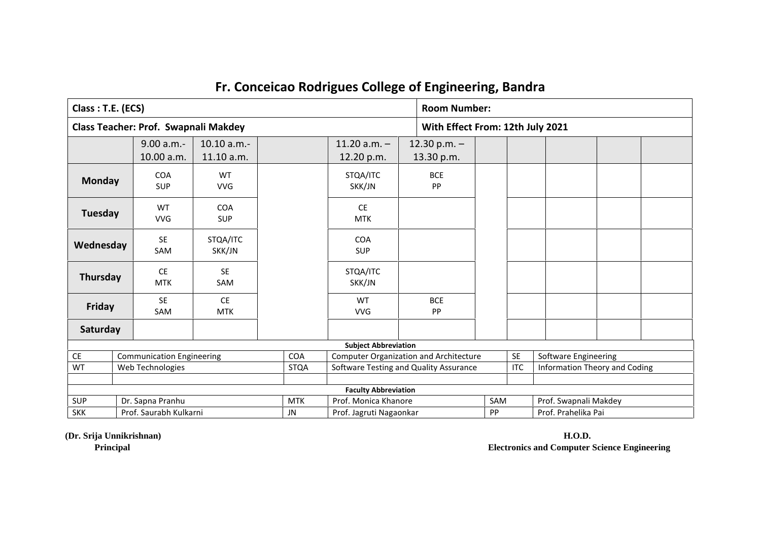# Fr. Conceicao Rodrigues College of Engineering, Bandra

| Class : T.E. (ECS) | | | | | | Room Number: | | | | | |
|---|---|---|---|---|---|---|---|---|---|---|---|
| **Class Teacher: Prof. Swapnali Makdey** | | | | | | **With Effect From: 12th July 2021** | | | | | |
| | 9.00 a.m.- 10.00 a.m. | 10.10 a.m.- 11.10 a.m. | | 11.20 a.m. – 12.20 p.m. | 12.30 p.m. – 13.30 p.m. | | | | | | |
| **Monday** | COA SUP | WT VVG | | STQA/ITC SKK/JN | BCE PP | | | | | | |
| **Tuesday** | WT VVG | COA SUP | | CE MTK | | | | | | | |
| **Wednesday** | SE SAM | STQA/ITC SKK/JN | | COA SUP | | | | | | | |
| **Thursday** | CE MTK | SE SAM | | STQA/ITC SKK/JN | | | | | | | |
| **Friday** | SE SAM | CE MTK | | WT VVG | BCE PP | | | | | | |
| **Saturday** | | | | | | | | | | | |

**Subject Abbreviation**

| | | | | | |
|---|---|---|---|---|---|
| CE | Communication Engineering | COA | Computer Organization and Architecture | SE | Software Engineering |
| WT | Web Technologies | STQA | Software Testing and Quality Assurance | ITC | Information Theory and Coding |
| | | | | | |

**Faculty Abbreviation**

| | | | | | |
|---|---|---|---|---|---|
| SUP | Dr. Sapna Pranhu | MTK | Prof. Monica Khanore | SAM | Prof. Swapnali Makdey |
| SKK | Prof. Saurabh Kulkarni | JN | Prof. Jagruti Nagaonkar | PP | Prof. Prahelika Pai |

**(Dr. Srija Unnikrishnan)**
**Principal**

**H.O.D.**
**Electronics and Computer Science Engineering**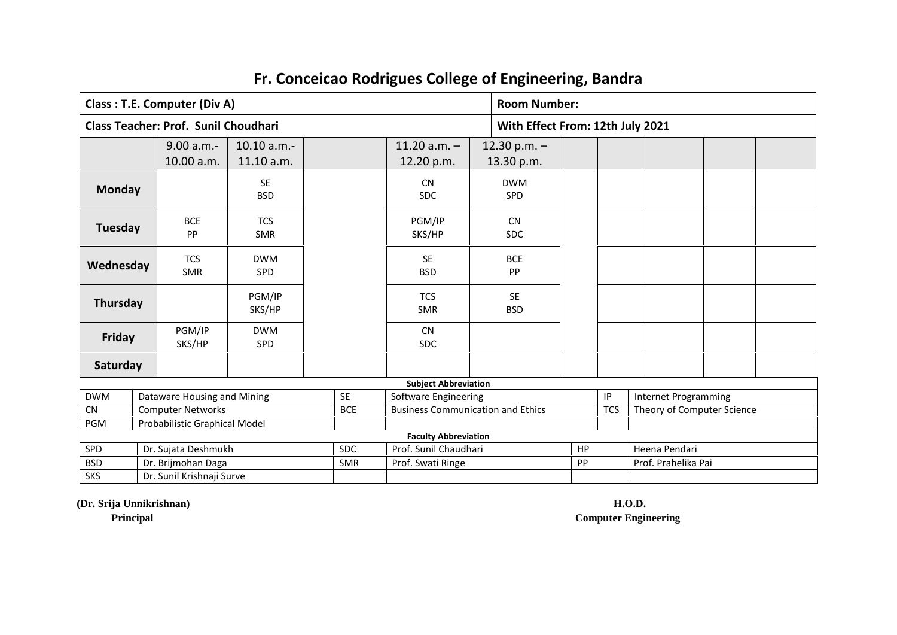# Fr. Conceicao Rodrigues College of Engineering, Bandra

| **Class : T.E. Computer (Div A)** | | | | | | **Room Number:** | | | | | |
|---|---|---|---|---|---|---|---|---|---|---|---|
| **Class Teacher: Prof. Sunil Choudhari** | | | | | | **With Effect From: 12th July 2021** | | | | | |
| | 9.00 a.m.- 10.00 a.m. | 10.10 a.m.- 11.10 a.m. | | 11.20 a.m. – 12.20 p.m. | 12.30 p.m. – 13.30 p.m. | | | | | | |
| **Monday** | | SE BSD | | CN SDC | DWM SPD | | | | | | |
| **Tuesday** | BCE PP | TCS SMR | | PGM/IP SKS/HP | CN SDC | | | | | | |
| **Wednesday** | TCS SMR | DWM SPD | | SE BSD | BCE PP | | | | | | |
| **Thursday** | | PGM/IP SKS/HP | | TCS SMR | SE BSD | | | | | | |
| **Friday** | PGM/IP SKS/HP | DWM SPD | | CN SDC | | | | | | | |
| **Saturday** | | | | | | | | | | | |

**Subject Abbreviation**

| | | | | | |
|---|---|---|---|---|---|
| DWM | Dataware Housing and Mining | SE | Software Engineering | IP | Internet Programming |
| CN | Computer Networks | BCE | Business Communication and Ethics | TCS | Theory of Computer Science |
| PGM | Probabilistic Graphical Model | | | | |

**Faculty Abbreviation**

| | | | | | |
|---|---|---|---|---|---|
| SPD | Dr. Sujata Deshmukh | SDC | Prof. Sunil Chaudhari | HP | Heena Pendari |
| BSD | Dr. Brijmohan Daga | SMR | Prof. Swati Ringe | PP | Prof. Prahelika Pai |
| SKS | Dr. Sunil Krishnaji Surve | | | | |

**(Dr. Srija Unnikrishnan)**
**Principal**

**H.O.D.**
**Computer Engineering**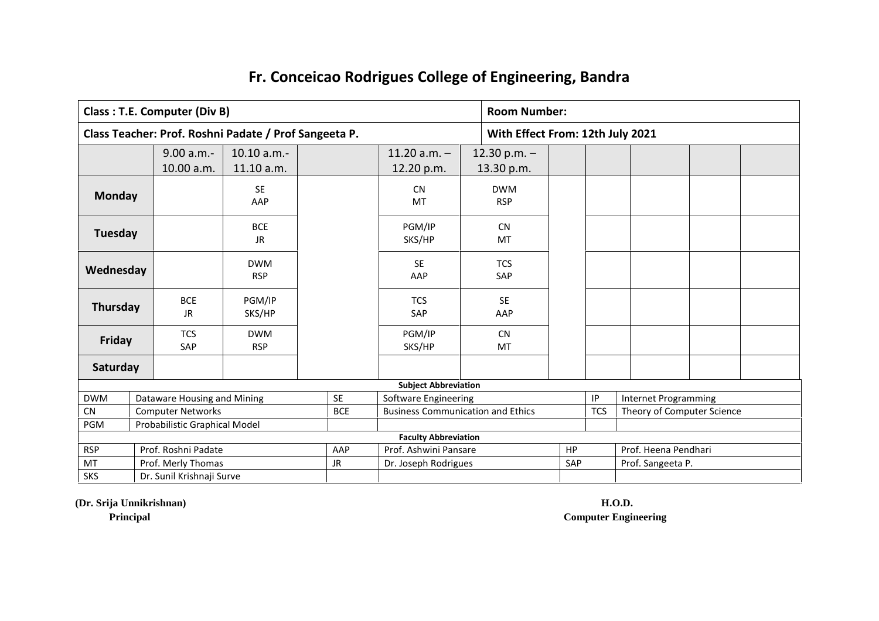# Fr. Conceicao Rodrigues College of Engineering, Bandra

| **Class : T.E. Computer (Div B)** | | | | | | **Room Number:** | | | | | |
|---|---|---|---|---|---|---|---|---|---|---|---|
| **Class Teacher: Prof. Roshni Padate / Prof Sangeeta P.** | | | | | | **With Effect From: 12th July 2021** | | | | | |
| | 9.00 a.m.- 10.00 a.m. | 10.10 a.m.- 11.10 a.m. | | 11.20 a.m. – 12.20 p.m. | 12.30 p.m. – 13.30 p.m. | | | | | | |
| **Monday** | | SE AAP | | CN MT | DWM RSP | | | | | | |
| **Tuesday** | | BCE JR | | PGM/IP SKS/HP | CN MT | | | | | | |
| **Wednesday** | | DWM RSP | | SE AAP | TCS SAP | | | | | | |
| **Thursday** | BCE JR | PGM/IP SKS/HP | | TCS SAP | SE AAP | | | | | | |
| **Friday** | TCS SAP | DWM RSP | | PGM/IP SKS/HP | CN MT | | | | | | |
| **Saturday** | | | | | | | | | | | |

**Subject Abbreviation**

| | | | | | |
|---|---|---|---|---|---|
| DWM | Dataware Housing and Mining | SE | Software Engineering | IP | Internet Programming |
| CN | Computer Networks | BCE | Business Communication and Ethics | TCS | Theory of Computer Science |
| PGM | Probabilistic Graphical Model | | | | |

**Faculty Abbreviation**

| | | | | | |
|---|---|---|---|---|---|
| RSP | Prof. Roshni Padate | AAP | Prof. Ashwini Pansare | HP | Prof. Heena Pendhari |
| MT | Prof. Merly Thomas | JR | Dr. Joseph Rodrigues | SAP | Prof. Sangeeta P. |
| SKS | Dr. Sunil Krishnaji Surve | | | | |

**(Dr. Srija Unnikrishnan)**
**Principal**

**H.O.D.**
**Computer Engineering**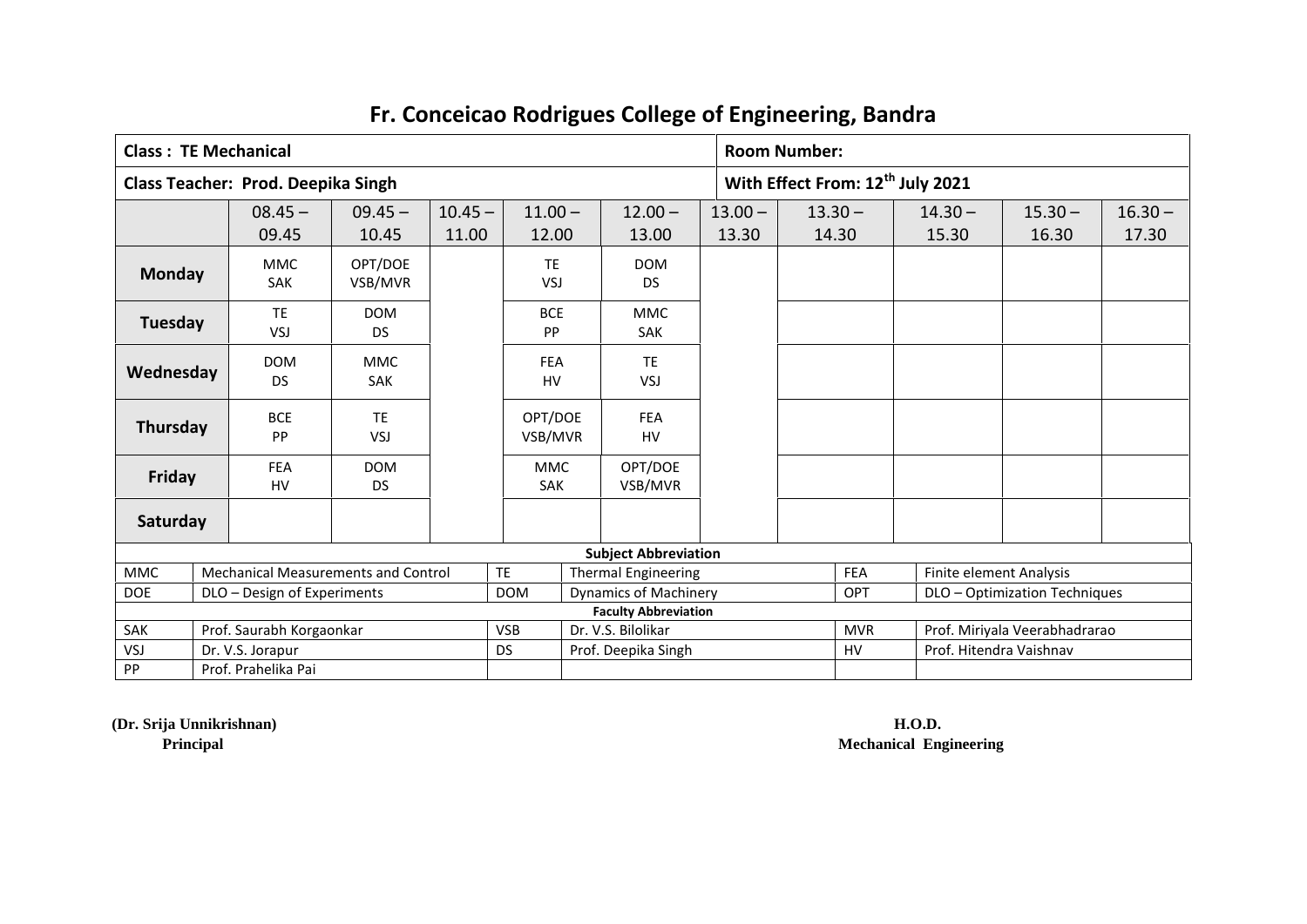# Fr. Conceicao Rodrigues College of Engineering, Bandra

| **Class : TE Mechanical** | | | | | | **Room Number:** | | | | |
|---|---|---|---|---|---|---|---|---|---|---|
| **Class Teacher: Prod. Deepika Singh** | | | | | | **With Effect From: 12th July 2021** | | | | |
| | 08.45 – 09.45 | 09.45 – 10.45 | 10.45 – 11.00 | 11.00 – 12.00 | 12.00 – 13.00 | 13.00 – 13.30 | 13.30 – 14.30 | 14.30 – 15.30 | 15.30 – 16.30 | 16.30 – 17.30 |
| **Monday** | MMC SAK | OPT/DOE VSB/MVR | | TE VSJ | DOM DS | | | | | |
| **Tuesday** | TE VSJ | DOM DS | | BCE PP | MMC SAK | | | | | |
| **Wednesday** | DOM DS | MMC SAK | | FEA HV | TE VSJ | | | | | |
| **Thursday** | BCE PP | TE VSJ | | OPT/DOE VSB/MVR | FEA HV | | | | | |
| **Friday** | FEA HV | DOM DS | | MMC SAK | OPT/DOE VSB/MVR | | | | | |
| **Saturday** | | | | | | | | | | |

**Subject Abbreviation**

| | | | | | |
|---|---|---|---|---|---|
| MMC | Mechanical Measurements and Control | TE | Thermal Engineering | FEA | Finite element Analysis |
| DOE | DLO – Design of Experiments | DOM | Dynamics of Machinery | OPT | DLO – Optimization Techniques |

**Faculty Abbreviation**

| | | | | | |
|---|---|---|---|---|---|
| SAK | Prof. Saurabh Korgaonkar | VSB | Dr. V.S. Bilolikar | MVR | Prof. Miriyala Veerabhadrarao |
| VSJ | Dr. V.S. Jorapur | DS | Prof. Deepika Singh | HV | Prof. Hitendra Vaishnav |
| PP | Prof. Prahelika Pai | | | | |

**(Dr. Srija Unnikrishnan)**
**Principal**

**H.O.D.**
**Mechanical Engineering**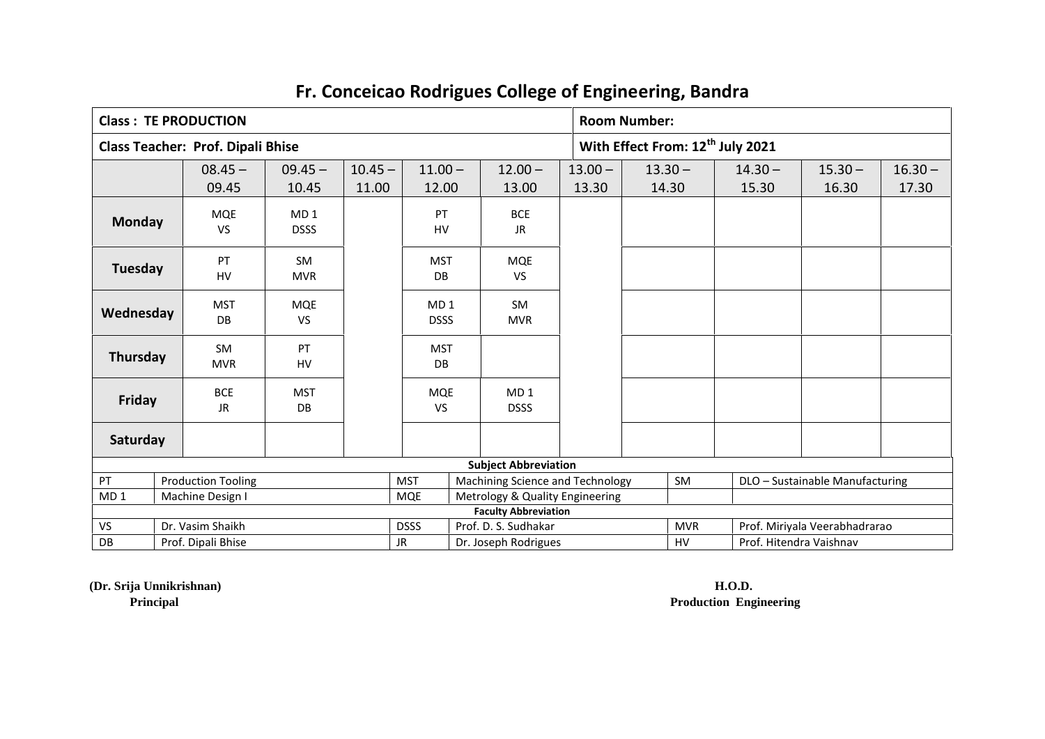# Fr. Conceicao Rodrigues College of Engineering, Bandra

**Class : TE PRODUCTION** | **Room Number:**

**Class Teacher: Prof. Dipali Bhise** | **With Effect From: 12th July 2021**

| | 08.45 – 09.45 | 09.45 – 10.45 | 10.45 – 11.00 | 11.00 – 12.00 | 12.00 – 13.00 | 13.00 – 13.30 | 13.30 – 14.30 | 14.30 – 15.30 | 15.30 – 16.30 | 16.30 – 17.30 |
|---|---|---|---|---|---|---|---|---|---|---|
| **Monday** | MQE VS | MD 1 DSSS | | PT HV | BCE JR | | | | | |
| **Tuesday** | PT HV | SM MVR | | MST DB | MQE VS | | | | | |
| **Wednesday** | MST DB | MQE VS | | MD 1 DSSS | SM MVR | | | | | |
| **Thursday** | SM MVR | PT HV | | MST DB | | | | | | |
| **Friday** | BCE JR | MST DB | | MQE VS | MD 1 DSSS | | | | | |
| **Saturday** | | | | | | | | | | |

**Subject Abbreviation**

| | | | | | |
|---|---|---|---|---|---|
| PT | Production Tooling | MST | Machining Science and Technology | SM | DLO – Sustainable Manufacturing |
| MD 1 | Machine Design I | MQE | Metrology & Quality Engineering | | |

**Faculty Abbreviation**

| | | | | | |
|---|---|---|---|---|---|
| VS | Dr. Vasim Shaikh | DSSS | Prof. D. S. Sudhakar | MVR | Prof. Miriyala Veerabhadrarao |
| DB | Prof. Dipali Bhise | JR | Dr. Joseph Rodrigues | HV | Prof. Hitendra Vaishnav |

**(Dr. Srija Unnikrishnan)**
**Principal**

**H.O.D.**
**Production Engineering**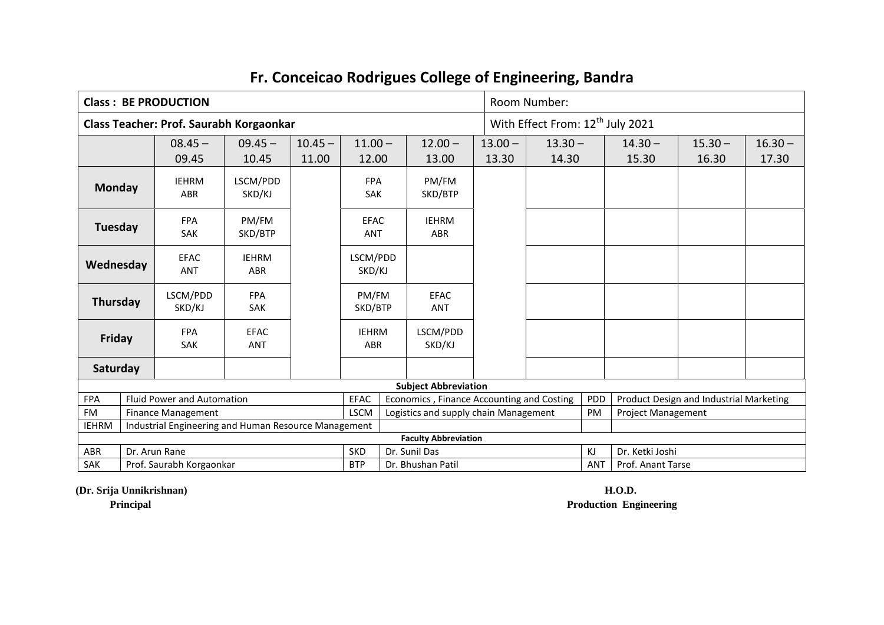# Fr. Conceicao Rodrigues College of Engineering, Bandra

| **Class : BE PRODUCTION** | | | | | | Room Number: | | | | |
|---|---|---|---|---|---|---|---|---|---|---|
| **Class Teacher: Prof. Saurabh Korgaonkar** | | | | | | With Effect From: 12th July 2021 | | | | |
| | 08.45 – 09.45 | 09.45 – 10.45 | 10.45 – 11.00 | 11.00 – 12.00 | 12.00 – 13.00 | 13.00 – 13.30 | 13.30 – 14.30 | 14.30 – 15.30 | 15.30 – 16.30 | 16.30 – 17.30 |
| **Monday** | IEHRM ABR | LSCM/PDD SKD/KJ | | FPA SAK | PM/FM SKD/BTP | | | | | |
| **Tuesday** | FPA SAK | PM/FM SKD/BTP | | EFAC ANT | IEHRM ABR | | | | | |
| **Wednesday** | EFAC ANT | IEHRM ABR | | LSCM/PDD SKD/KJ | | | | | | |
| **Thursday** | LSCM/PDD SKD/KJ | FPA SAK | | PM/FM SKD/BTP | EFAC ANT | | | | | |
| **Friday** | FPA SAK | EFAC ANT | | IEHRM ABR | LSCM/PDD SKD/KJ | | | | | |
| **Saturday** | | | | | | | | | | |

**Subject Abbreviation**

| | | | | | |
|---|---|---|---|---|---|
| FPA | Fluid Power and Automation | EFAC | Economics , Finance Accounting and Costing | PDD | Product Design and Industrial Marketing |
| FM | Finance Management | LSCM | Logistics and supply chain Management | PM | Project Management |
| IEHRM | Industrial Engineering and Human Resource Management | | | | |

**Faculty Abbreviation**

| | | | | | |
|---|---|---|---|---|---|
| ABR | Dr. Arun Rane | SKD | Dr. Sunil Das | KJ | Dr. Ketki Joshi |
| SAK | Prof. Saurabh Korgaonkar | BTP | Dr. Bhushan Patil | ANT | Prof. Anant Tarse |

**(Dr. Srija Unnikrishnan)**
**Principal**

**H.O.D.**
**Production Engineering**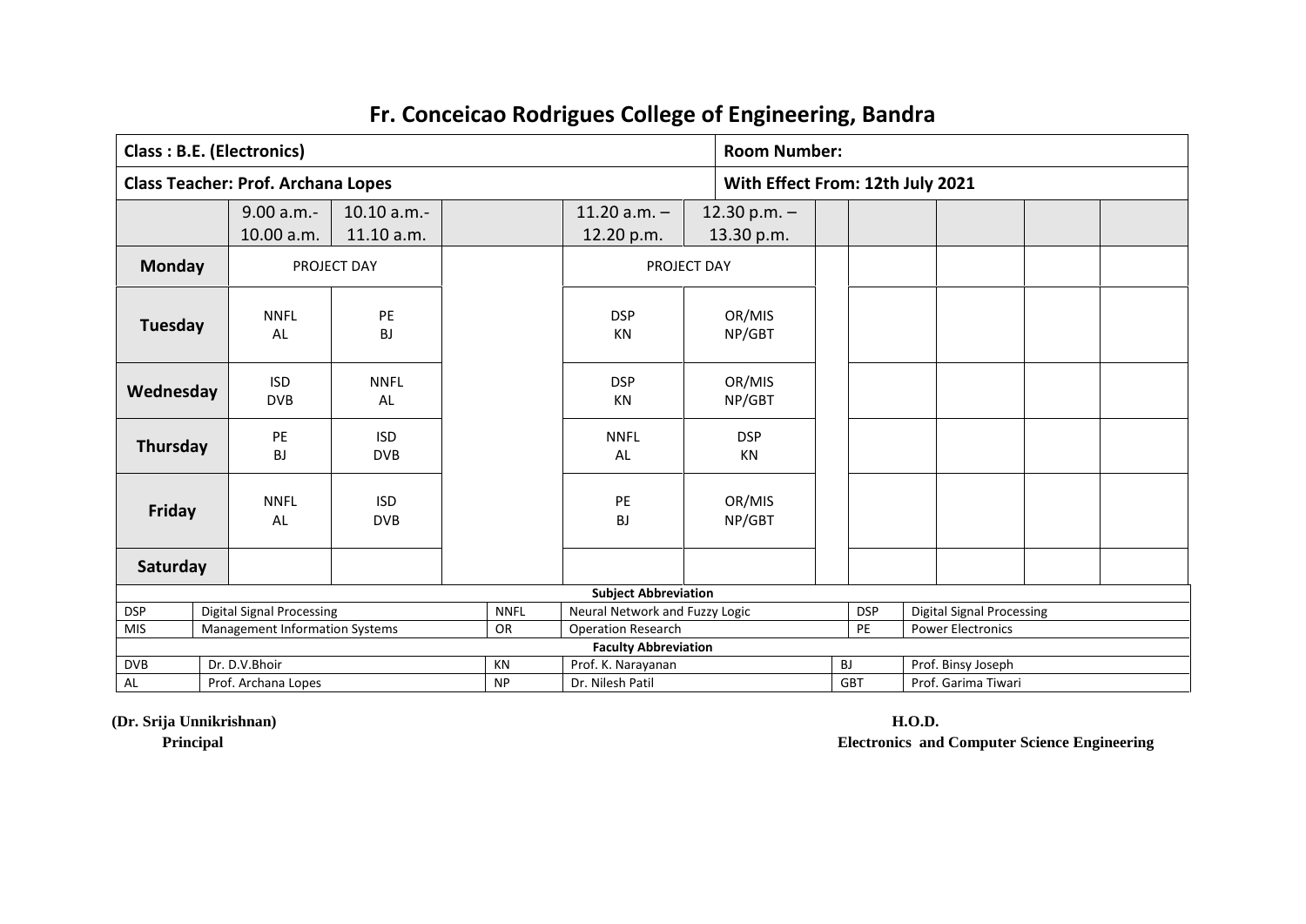# Fr. Conceicao Rodrigues College of Engineering, Bandra

| Class : B.E. (Electronics) | | | | | | Room Number: | | | | |
|---|---|---|---|---|---|---|---|---|---|---|
| **Class Teacher: Prof. Archana Lopes** | | | | | | **With Effect From: 12th July 2021** | | | | |
| | 9.00 a.m.- 10.00 a.m. | 10.10 a.m.- 11.10 a.m. | | 11.20 a.m. – 12.20 p.m. | 12.30 p.m. – 13.30 p.m. | | | | | |
| **Monday** | PROJECT DAY | | | PROJECT DAY | | | | | | |
| **Tuesday** | NNFL AL | PE BJ | | DSP KN | OR/MIS NP/GBT | | | | | |
| **Wednesday** | ISD DVB | NNFL AL | | DSP KN | OR/MIS NP/GBT | | | | | |
| **Thursday** | PE BJ | ISD DVB | | NNFL AL | DSP KN | | | | | |
| **Friday** | NNFL AL | ISD DVB | | PE BJ | OR/MIS NP/GBT | | | | | |
| **Saturday** | | | | | | | | | | |

**Subject Abbreviation**

| | | | | | |
|---|---|---|---|---|---|
| DSP | Digital Signal Processing | NNFL | Neural Network and Fuzzy Logic | DSP | Digital Signal Processing |
| MIS | Management Information Systems | OR | Operation Research | PE | Power Electronics |

**Faculty Abbreviation**

| | | | | | |
|---|---|---|---|---|---|
| DVB | Dr. D.V.Bhoir | KN | Prof. K. Narayanan | BJ | Prof. Binsy Joseph |
| AL | Prof. Archana Lopes | NP | Dr. Nilesh Patil | GBT | Prof. Garima Tiwari |

**(Dr. Srija Unnikrishnan)**
**Principal**

**H.O.D.**
**Electronics and Computer Science Engineering**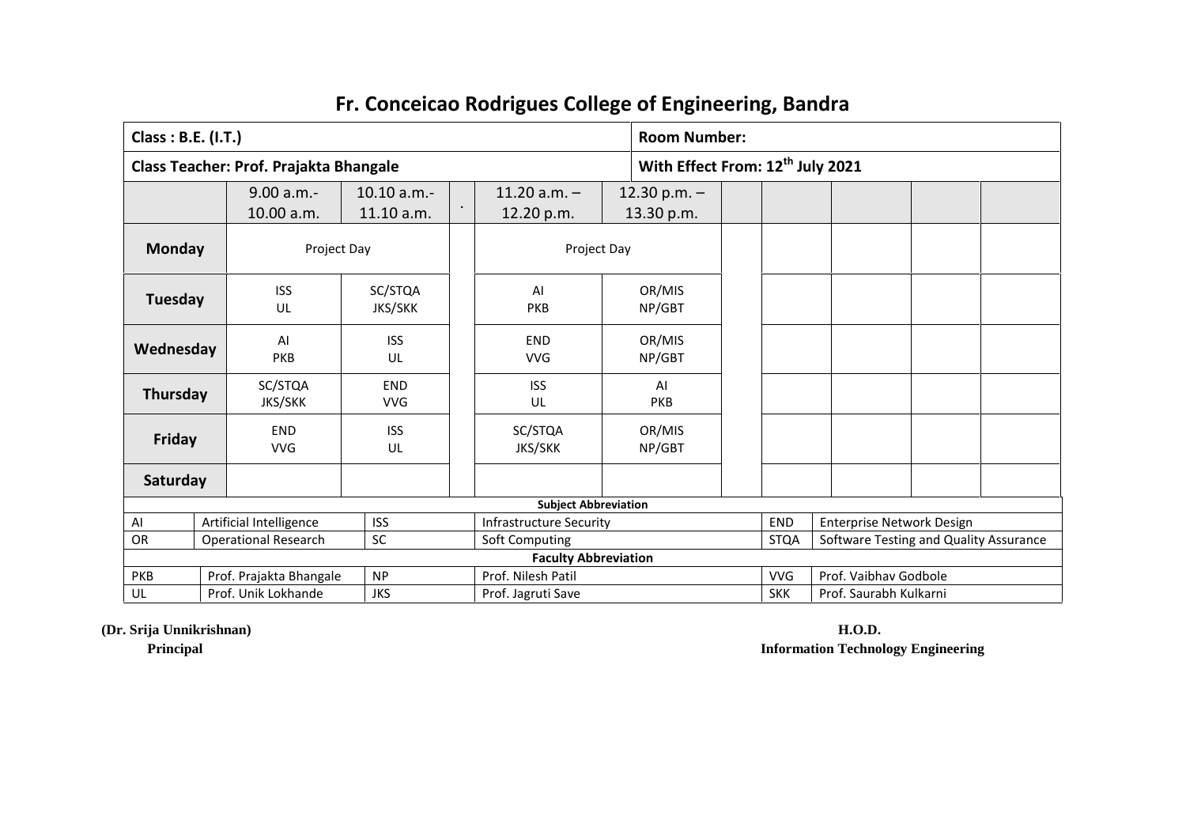# Fr. Conceicao Rodrigues College of Engineering, Bandra

| Class : B.E. (I.T.) | | | | | | Room Number: | | | | |
|---|---|---|---|---|---|---|---|---|---|---|
| **Class Teacher: Prof. Prajakta Bhangale** | | | | | | **With Effect From: 12th July 2021** | | | | |
| | 9.00 a.m.- 10.00 a.m. | 10.10 a.m.- 11.10 a.m. | . | 11.20 a.m. – 12.20 p.m. | 12.30 p.m. – 13.30 p.m. | | | | | |
| **Monday** | Project Day | | | Project Day | | | | | | |
| **Tuesday** | ISS UL | SC/STQA JKS/SKK | | AI PKB | OR/MIS NP/GBT | | | | | |
| **Wednesday** | AI PKB | ISS UL | | END VVG | OR/MIS NP/GBT | | | | | |
| **Thursday** | SC/STQA JKS/SKK | END VVG | | ISS UL | AI PKB | | | | | |
| **Friday** | END VVG | ISS UL | | SC/STQA JKS/SKK | OR/MIS NP/GBT | | | | | |
| **Saturday** | | | | | | | | | | |

**Subject Abbreviation**

| | | | | | |
|---|---|---|---|---|---|
| AI | Artificial Intelligence | ISS | Infrastructure Security | END | Enterprise Network Design |
| OR | Operational Research | SC | Soft Computing | STQA | Software Testing and Quality Assurance |

**Faculty Abbreviation**

| | | | | | |
|---|---|---|---|---|---|
| PKB | Prof. Prajakta Bhangale | NP | Prof. Nilesh Patil | VVG | Prof. Vaibhav Godbole |
| UL | Prof. Unik Lokhande | JKS | Prof. Jagruti Save | SKK | Prof. Saurabh Kulkarni |

**(Dr. Srija Unnikrishnan)**
**Principal**

**H.O.D.**
**Information Technology Engineering**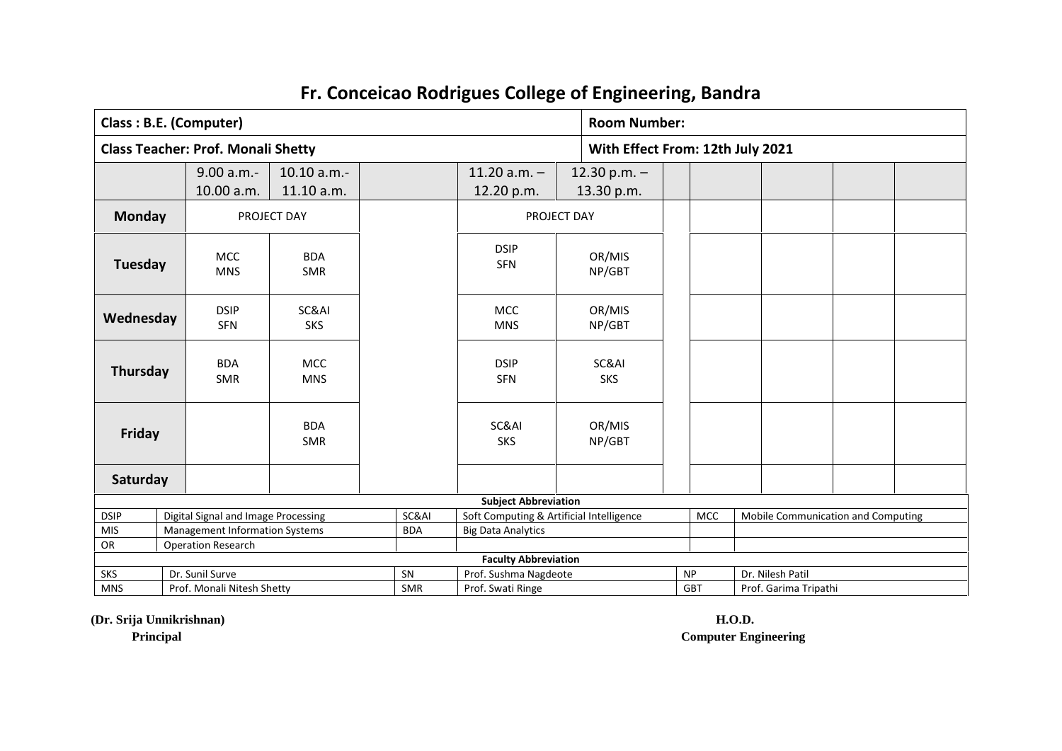# Fr. Conceicao Rodrigues College of Engineering, Bandra

| Class : B.E. (Computer) | | | | | | Room Number: | | | | |
|---|---|---|---|---|---|---|---|---|---|---|
| **Class Teacher: Prof. Monali Shetty** | | | | | | **With Effect From: 12th July 2021** | | | | |
| | 9.00 a.m.- 10.00 a.m. | 10.10 a.m.- 11.10 a.m. | | 11.20 a.m. – 12.20 p.m. | 12.30 p.m. – 13.30 p.m. | | | | | |
| **Monday** | PROJECT DAY | | | PROJECT DAY | | | | | | |
| **Tuesday** | MCC MNS | BDA SMR | | DSIP SFN | OR/MIS NP/GBT | | | | | |
| **Wednesday** | DSIP SFN | SC&AI SKS | | MCC MNS | OR/MIS NP/GBT | | | | | |
| **Thursday** | BDA SMR | MCC MNS | | DSIP SFN | SC&AI SKS | | | | | |
| **Friday** | | BDA SMR | | SC&AI SKS | OR/MIS NP/GBT | | | | | |
| **Saturday** | | | | | | | | | | |

**Subject Abbreviation**

| | | | | | |
|---|---|---|---|---|---|
| DSIP | Digital Signal and Image Processing | SC&AI | Soft Computing & Artificial Intelligence | MCC | Mobile Communication and Computing |
| MIS | Management Information Systems | BDA | Big Data Analytics | | |
| OR | Operation Research | | | | |

**Faculty Abbreviation**

| | | | | | |
|---|---|---|---|---|---|
| SKS | Dr. Sunil Surve | SN | Prof. Sushma Nagdeote | NP | Dr. Nilesh Patil |
| MNS | Prof. Monali Nitesh Shetty | SMR | Prof. Swati Ringe | GBT | Prof. Garima Tripathi |

**(Dr. Srija Unnikrishnan)**
**Principal**

**H.O.D.**
**Computer Engineering**